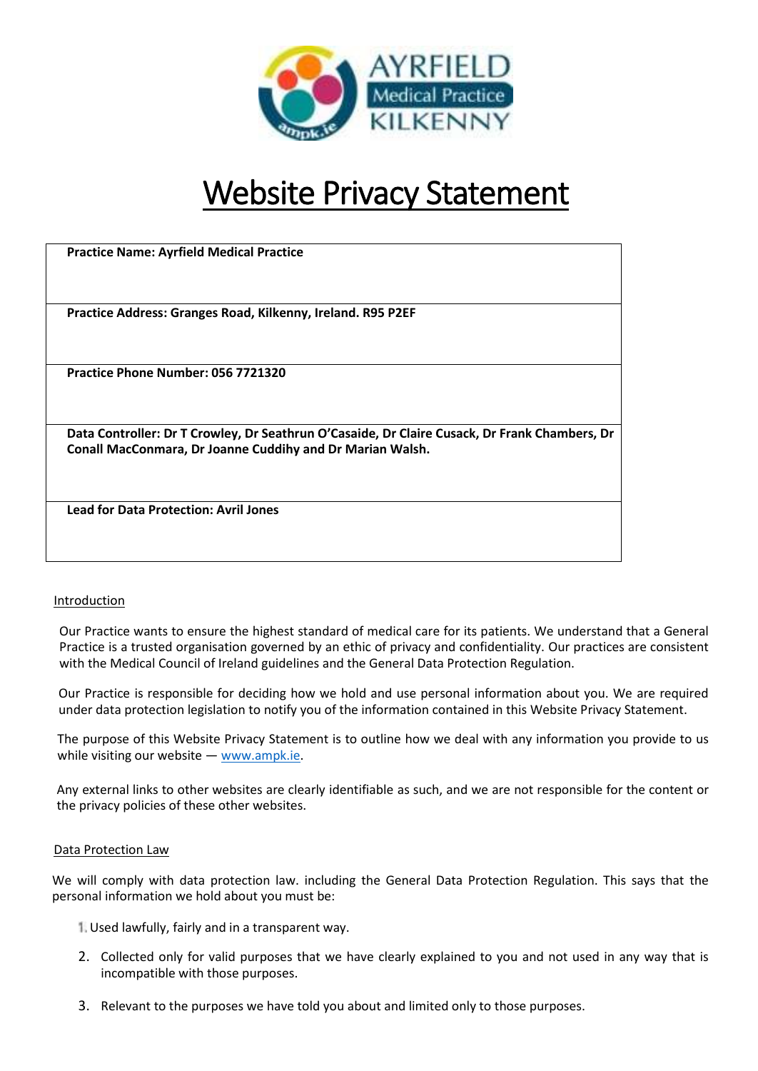# Website Privacy Statement

| **Practice Name: Ayrfield Medical Practice** |
|---|
| **Practice Address: Granges Road, Kilkenny, Ireland. R95 P2EF** |
| **Practice Phone Number: 056 7721320** |
| **Data Controller: Dr T Crowley, Dr Seathrun O'Casaide, Dr Claire Cusack, Dr Frank Chambers, Dr Conall MacConmara, Dr Joanne Cuddihy and Dr Marian Walsh.** |
| **Lead for Data Protection: Avril Jones** |

## Introduction

Our Practice wants to ensure the highest standard of medical care for its patients. We understand that a General Practice is a trusted organisation governed by an ethic of privacy and confidentiality. Our practices are consistent with the Medical Council of Ireland guidelines and the General Data Protection Regulation.

Our Practice is responsible for deciding how we hold and use personal information about you. We are required under data protection legislation to notify you of the information contained in this Website Privacy Statement.

The purpose of this Website Privacy Statement is to outline how we deal with any information you provide to us while visiting our website — www.ampk.ie.

Any external links to other websites are clearly identifiable as such, and we are not responsible for the content or the privacy policies of these other websites.

## Data Protection Law

We will comply with data protection law. including the General Data Protection Regulation. This says that the personal information we hold about you must be:

1. Used lawfully, fairly and in a transparent way.
2. Collected only for valid purposes that we have clearly explained to you and not used in any way that is incompatible with those purposes.
3. Relevant to the purposes we have told you about and limited only to those purposes.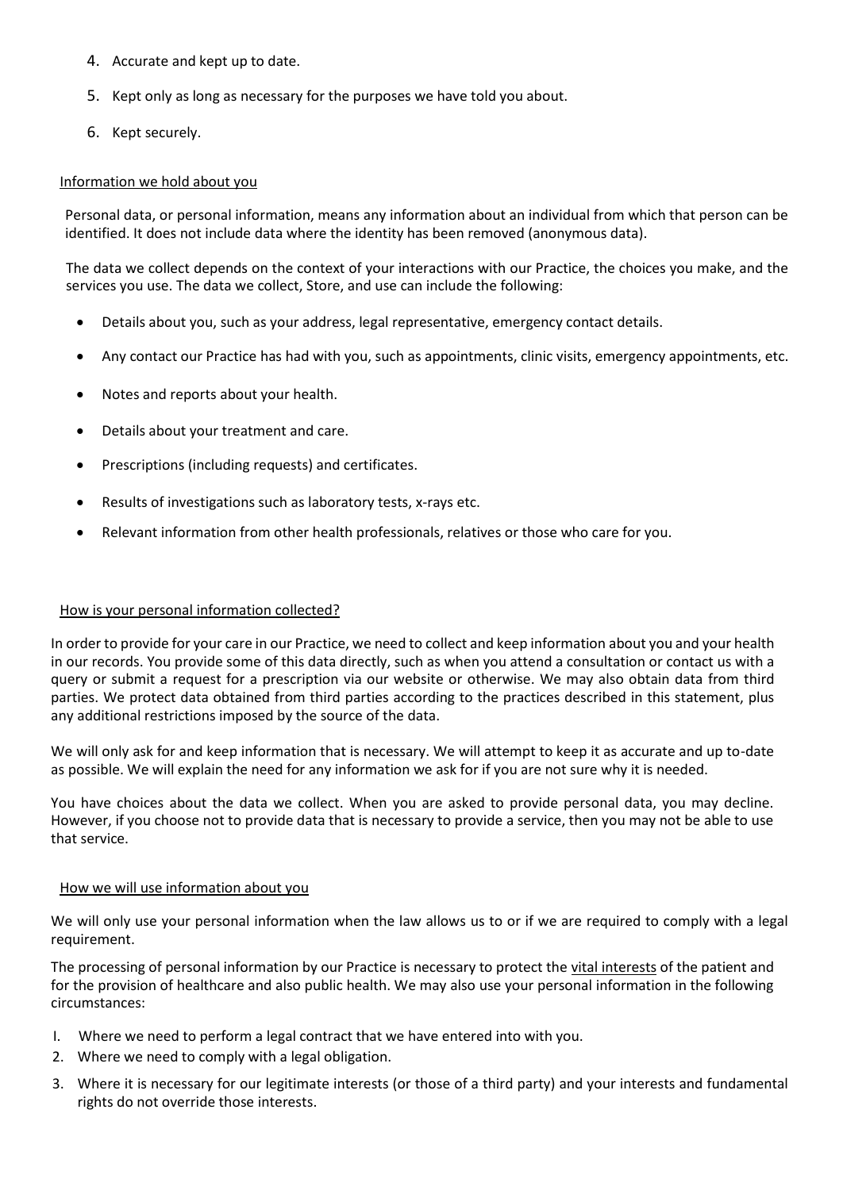4. Accurate and kept up to date.
5. Kept only as long as necessary for the purposes we have told you about.
6. Kept securely.

## Information we hold about you

Personal data, or personal information, means any information about an individual from which that person can be identified. It does not include data where the identity has been removed (anonymous data).

The data we collect depends on the context of your interactions with our Practice, the choices you make, and the services you use. The data we collect, Store, and use can include the following:

- Details about you, such as your address, legal representative, emergency contact details.
- Any contact our Practice has had with you, such as appointments, clinic visits, emergency appointments, etc.
- Notes and reports about your health.
- Details about your treatment and care.
- Prescriptions (including requests) and certificates.
- Results of investigations such as laboratory tests, x-rays etc.
- Relevant information from other health professionals, relatives or those who care for you.

## How is your personal information collected?

In order to provide for your care in our Practice, we need to collect and keep information about you and your health in our records. You provide some of this data directly, such as when you attend a consultation or contact us with a query or submit a request for a prescription via our website or otherwise. We may also obtain data from third parties. We protect data obtained from third parties according to the practices described in this statement, plus any additional restrictions imposed by the source of the data.

We will only ask for and keep information that is necessary. We will attempt to keep it as accurate and up to-date as possible. We will explain the need for any information we ask for if you are not sure why it is needed.

You have choices about the data we collect. When you are asked to provide personal data, you may decline. However, if you choose not to provide data that is necessary to provide a service, then you may not be able to use that service.

## How we will use information about you

We will only use your personal information when the law allows us to or if we are required to comply with a legal requirement.

The processing of personal information by our Practice is necessary to protect the vital interests of the patient and for the provision of healthcare and also public health. We may also use your personal information in the following circumstances:

1. Where we need to perform a legal contract that we have entered into with you.
2. Where we need to comply with a legal obligation.
3. Where it is necessary for our legitimate interests (or those of a third party) and your interests and fundamental rights do not override those interests.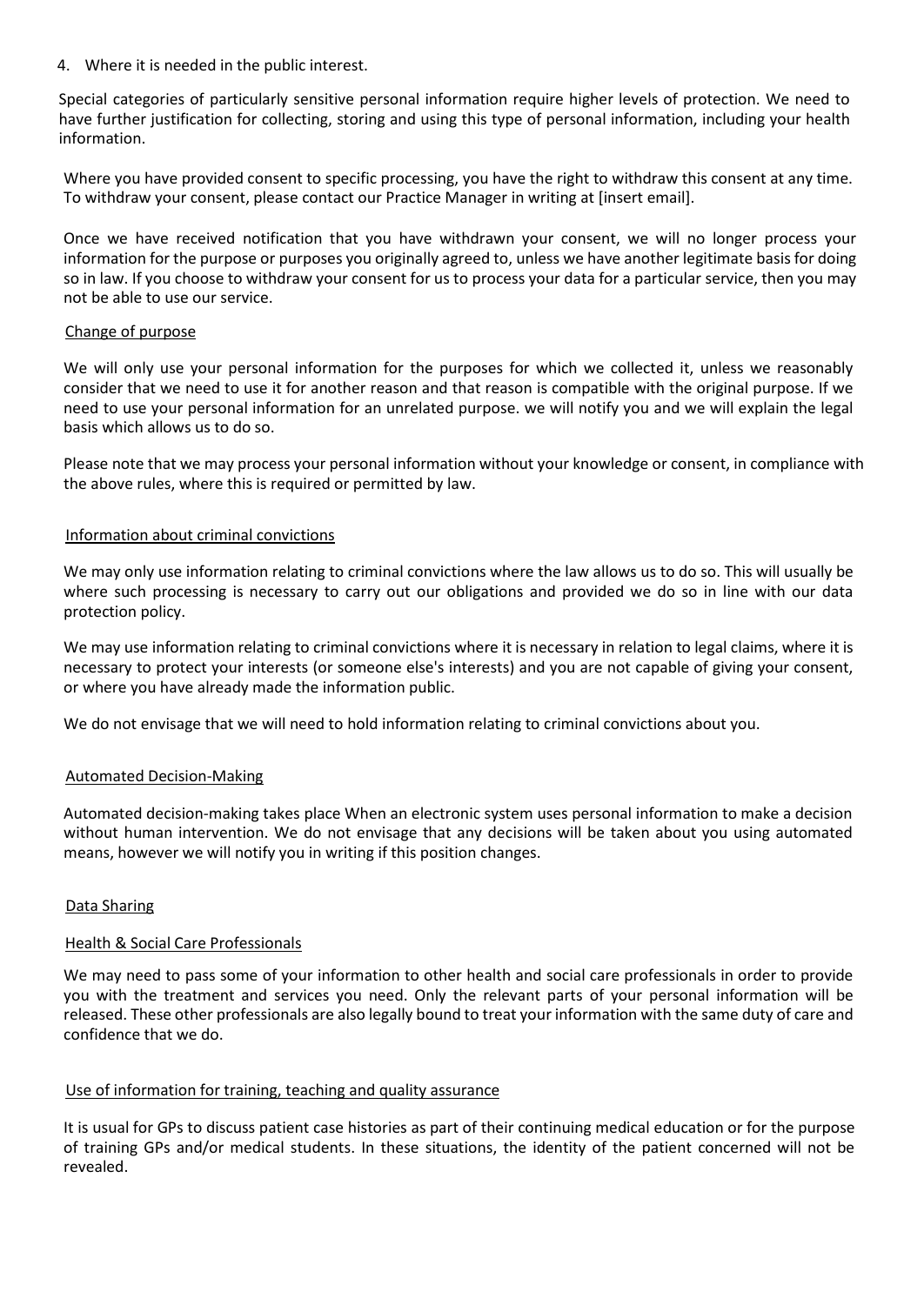4. Where it is needed in the public interest.

Special categories of particularly sensitive personal information require higher levels of protection. We need to have further justification for collecting, storing and using this type of personal information, including your health information.

Where you have provided consent to specific processing, you have the right to withdraw this consent at any time. To withdraw your consent, please contact our Practice Manager in writing at [insert email].

Once we have received notification that you have withdrawn your consent, we will no longer process your information for the purpose or purposes you originally agreed to, unless we have another legitimate basis for doing so in law. If you choose to withdraw your consent for us to process your data for a particular service, then you may not be able to use our service.

## Change of purpose

We will only use your personal information for the purposes for which we collected it, unless we reasonably consider that we need to use it for another reason and that reason is compatible with the original purpose. If we need to use your personal information for an unrelated purpose. we will notify you and we will explain the legal basis which allows us to do so.

Please note that we may process your personal information without your knowledge or consent, in compliance with the above rules, where this is required or permitted by law.

## Information about criminal convictions

We may only use information relating to criminal convictions where the law allows us to do so. This will usually be where such processing is necessary to carry out our obligations and provided we do so in line with our data protection policy.

We may use information relating to criminal convictions where it is necessary in relation to legal claims, where it is necessary to protect your interests (or someone else's interests) and you are not capable of giving your consent, or where you have already made the information public.

We do not envisage that we will need to hold information relating to criminal convictions about you.

## Automated Decision-Making

Automated decision-making takes place When an electronic system uses personal information to make a decision without human intervention. We do not envisage that any decisions will be taken about you using automated means, however we will notify you in writing if this position changes.

## Data Sharing

### Health & Social Care Professionals

We may need to pass some of your information to other health and social care professionals in order to provide you with the treatment and services you need. Only the relevant parts of your personal information will be released. These other professionals are also legally bound to treat your information with the same duty of care and confidence that we do.

### Use of information for training, teaching and quality assurance

It is usual for GPs to discuss patient case histories as part of their continuing medical education or for the purpose of training GPs and/or medical students. In these situations, the identity of the patient concerned will not be revealed.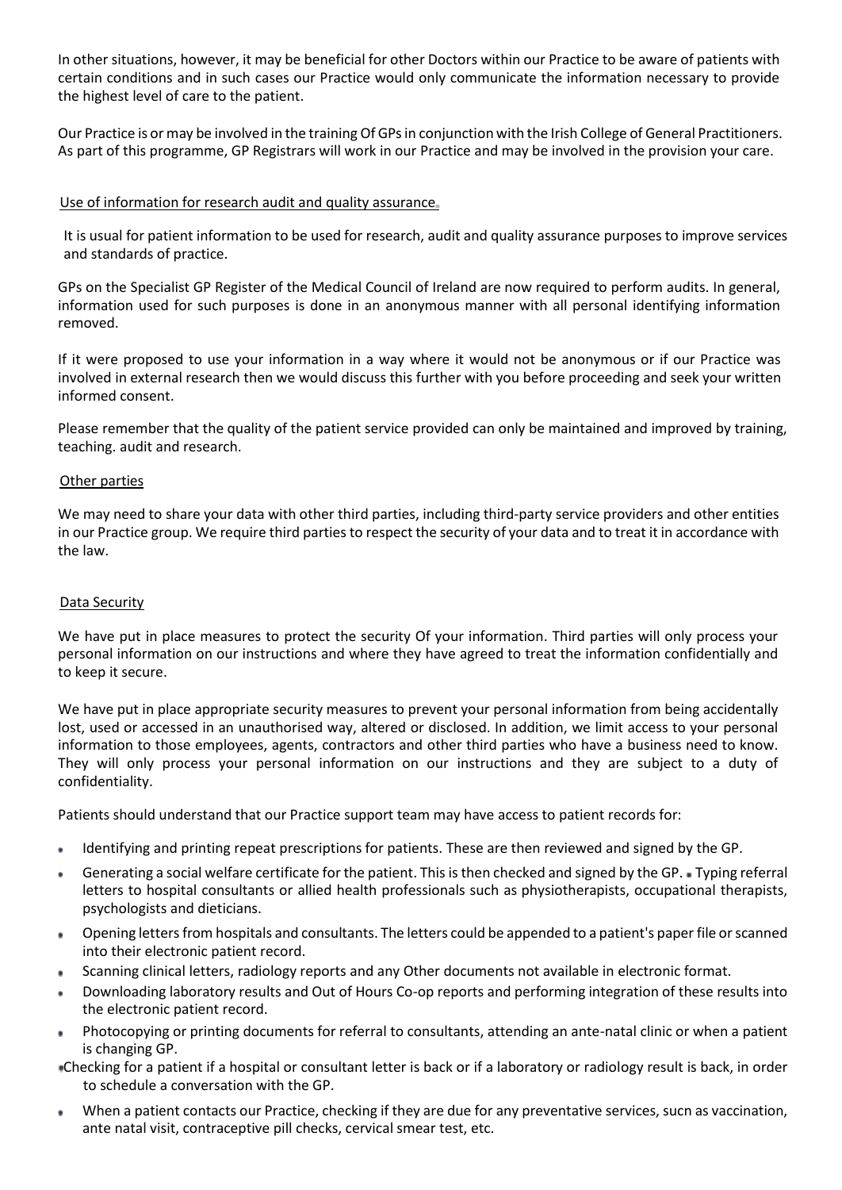In other situations, however, it may be beneficial for other Doctors within our Practice to be aware of patients with certain conditions and in such cases our Practice would only communicate the information necessary to provide the highest level of care to the patient.

Our Practice is or may be involved in the training Of GPs in conjunction with the Irish College of General Practitioners. As part of this programme, GP Registrars will work in our Practice and may be involved in the provision your care.

## Use of information for research audit and quality assurance.

It is usual for patient information to be used for research, audit and quality assurance purposes to improve services and standards of practice.

GPs on the Specialist GP Register of the Medical Council of Ireland are now required to perform audits. In general, information used for such purposes is done in an anonymous manner with all personal identifying information removed.

If it were proposed to use your information in a way where it would not be anonymous or if our Practice was involved in external research then we would discuss this further with you before proceeding and seek your written informed consent.

Please remember that the quality of the patient service provided can only be maintained and improved by training, teaching. audit and research.

## Other parties

We may need to share your data with other third parties, including third-party service providers and other entities in our Practice group. We require third parties to respect the security of your data and to treat it in accordance with the law.

## Data Security

We have put in place measures to protect the security Of your information. Third parties will only process your personal information on our instructions and where they have agreed to treat the information confidentially and to keep it secure.

We have put in place appropriate security measures to prevent your personal information from being accidentally lost, used or accessed in an unauthorised way, altered or disclosed. In addition, we limit access to your personal information to those employees, agents, contractors and other third parties who have a business need to know. They will only process your personal information on our instructions and they are subject to a duty of confidentiality.

Patients should understand that our Practice support team may have access to patient records for:

- Identifying and printing repeat prescriptions for patients. These are then reviewed and signed by the GP.
- Generating a social welfare certificate for the patient. This is then checked and signed by the GP.
- Typing referral letters to hospital consultants or allied health professionals such as physiotherapists, occupational therapists, psychologists and dieticians.
- Opening letters from hospitals and consultants. The letters could be appended to a patient's paper file or scanned into their electronic patient record.
- Scanning clinical letters, radiology reports and any Other documents not available in electronic format.
- Downloading laboratory results and Out of Hours Co-op reports and performing integration of these results into the electronic patient record.
- Photocopying or printing documents for referral to consultants, attending an ante-natal clinic or when a patient is changing GP.
- Checking for a patient if a hospital or consultant letter is back or if a laboratory or radiology result is back, in order to schedule a conversation with the GP.
- When a patient contacts our Practice, checking if they are due for any preventative services, sucn as vaccination, ante natal visit, contraceptive pill checks, cervical smear test, etc.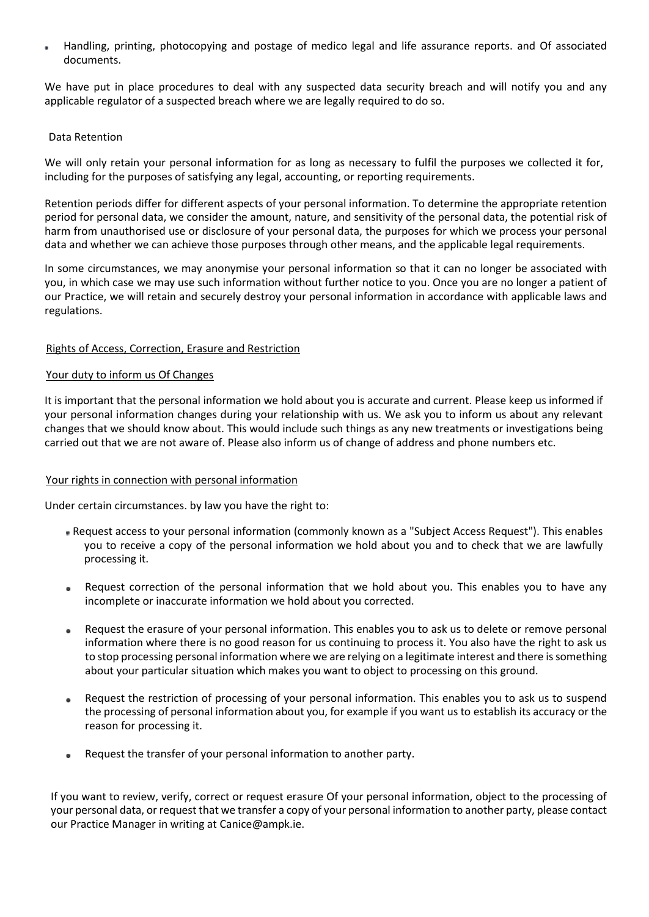- Handling, printing, photocopying and postage of medico legal and life assurance reports. and Of associated documents.

We have put in place procedures to deal with any suspected data security breach and will notify you and any applicable regulator of a suspected breach where we are legally required to do so.

## Data Retention

We will only retain your personal information for as long as necessary to fulfil the purposes we collected it for, including for the purposes of satisfying any legal, accounting, or reporting requirements.

Retention periods differ for different aspects of your personal information. To determine the appropriate retention period for personal data, we consider the amount, nature, and sensitivity of the personal data, the potential risk of harm from unauthorised use or disclosure of your personal data, the purposes for which we process your personal data and whether we can achieve those purposes through other means, and the applicable legal requirements.

In some circumstances, we may anonymise your personal information so that it can no longer be associated with you, in which case we may use such information without further notice to you. Once you are no longer a patient of our Practice, we will retain and securely destroy your personal information in accordance with applicable laws and regulations.

## Rights of Access, Correction, Erasure and Restriction

### Your duty to inform us Of Changes

It is important that the personal information we hold about you is accurate and current. Please keep us informed if your personal information changes during your relationship with us. We ask you to inform us about any relevant changes that we should know about. This would include such things as any new treatments or investigations being carried out that we are not aware of. Please also inform us of change of address and phone numbers etc.

### Your rights in connection with personal information

Under certain circumstances. by law you have the right to:

- Request access to your personal information (commonly known as a "Subject Access Request"). This enables you to receive a copy of the personal information we hold about you and to check that we are lawfully processing it.
- Request correction of the personal information that we hold about you. This enables you to have any incomplete or inaccurate information we hold about you corrected.
- Request the erasure of your personal information. This enables you to ask us to delete or remove personal information where there is no good reason for us continuing to process it. You also have the right to ask us to stop processing personal information where we are relying on a legitimate interest and there is something about your particular situation which makes you want to object to processing on this ground.
- Request the restriction of processing of your personal information. This enables you to ask us to suspend the processing of personal information about you, for example if you want us to establish its accuracy or the reason for processing it.
- Request the transfer of your personal information to another party.

If you want to review, verify, correct or request erasure Of your personal information, object to the processing of your personal data, or request that we transfer a copy of your personal information to another party, please contact our Practice Manager in writing at Canice@ampk.ie.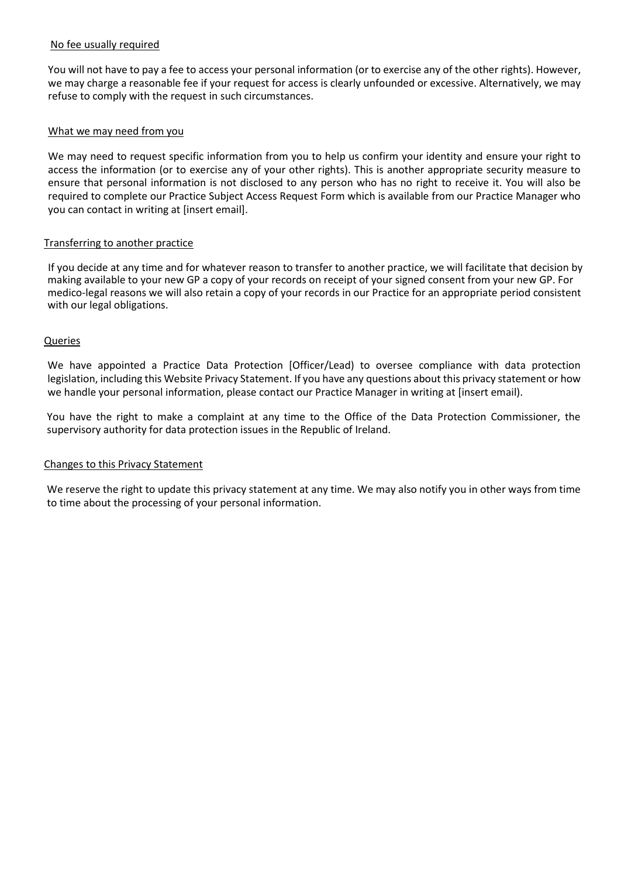<u>No fee usually required</u>

You will not have to pay a fee to access your personal information (or to exercise any of the other rights). However, we may charge a reasonable fee if your request for access is clearly unfounded or excessive. Alternatively, we may refuse to comply with the request in such circumstances.

<u>What we may need from you</u>

We may need to request specific information from you to help us confirm your identity and ensure your right to access the information (or to exercise any of your other rights). This is another appropriate security measure to ensure that personal information is not disclosed to any person who has no right to receive it. You will also be required to complete our Practice Subject Access Request Form which is available from our Practice Manager who you can contact in writing at [insert email].

<u>Transferring to another practice</u>

If you decide at any time and for whatever reason to transfer to another practice, we will facilitate that decision by making available to your new GP a copy of your records on receipt of your signed consent from your new GP. For medico-legal reasons we will also retain a copy of your records in our Practice for an appropriate period consistent with our legal obligations.

<u>Queries</u>

We have appointed a Practice Data Protection [Officer/Lead) to oversee compliance with data protection legislation, including this Website Privacy Statement. If you have any questions about this privacy statement or how we handle your personal information, please contact our Practice Manager in writing at [insert email).

You have the right to make a complaint at any time to the Office of the Data Protection Commissioner, the supervisory authority for data protection issues in the Republic of Ireland.

<u>Changes to this Privacy Statement</u>

We reserve the right to update this privacy statement at any time. We may also notify you in other ways from time to time about the processing of your personal information.